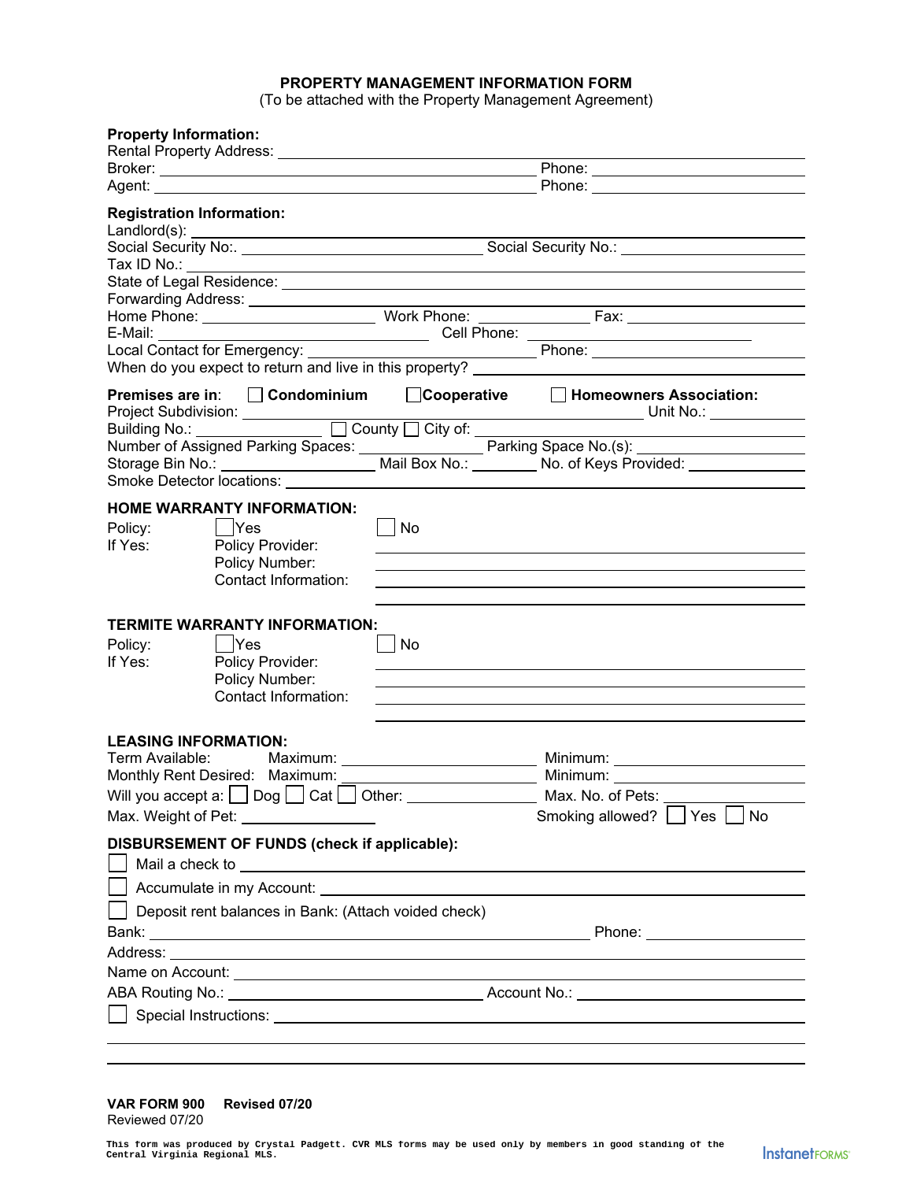# PROPERTY MANAGEMENT INFORMATION FORM

(To be attached with the Property Management Agreement)

**Property Information:**

Rental Property Address: ______________________________

Broker: ______________________________ Phone: ______________

Agent: ______________________________ Phone: ______________

**Registration Information:**

Landlord(s): ______________________________

Social Security No:. ______________________ Social Security No.: ______________

Tax ID No.: ______________________________

State of Legal Residence: ______________________________

Forwarding Address: ______________________________

Home Phone: ______________ Work Phone: ______________ Fax: ______________

E-Mail: ______________________ Cell Phone: ______________

Local Contact for Emergency: ______________________ Phone: ______________

When do you expect to return and live in this property? ______________________

**Premises are in**: ☐ **Condominium** ☐ **Cooperative** ☐ **Homeowners Association:**

Project Subdivision: ______________________________ Unit No.: ______________

Building No.: ______________ ☐ County ☐ City of: ______________________

Number of Assigned Parking Spaces: ______________ Parking Space No.(s): ______________

Storage Bin No.: ______________ Mail Box No.: ________ No. of Keys Provided: ______________

Smoke Detector locations: ______________________________

**HOME WARRANTY INFORMATION:**

Policy: ☐ Yes ☐ No

If Yes: Policy Provider: ______________________________

Policy Number: ______________________________

Contact Information: ______________________________

______________________________

**TERMITE WARRANTY INFORMATION:**

Policy: ☐ Yes ☐ No

If Yes: Policy Provider: ______________________________

Policy Number: ______________________________

Contact Information: ______________________________

______________________________

**LEASING INFORMATION:**

Term Available: Maximum: ______________________ Minimum: ______________________

Monthly Rent Desired: Maximum: ______________________ Minimum: ______________________

Will you accept a: ☐ Dog ☐ Cat ☐ Other: ______________ Max. No. of Pets: ______________

Max. Weight of Pet: ______________ Smoking allowed? ☐ Yes ☐ No

**DISBURSEMENT OF FUNDS (check if applicable):**

☐ Mail a check to ______________________________

☐ Accumulate in my Account: ______________________________

☐ Deposit rent balances in Bank: (Attach voided check)

Bank: ______________________________ Phone: ______________

Address: ______________________________

Name on Account: ______________________________

ABA Routing No.: ______________________ Account No.: ______________________

☐ Special Instructions: ______________________________

______________________________

______________________________

**VAR FORM 900 Revised 07/20**

Reviewed 07/20

This form was produced by Crystal Padgett. CVR MLS forms may be used only by members in good standing of the Central Virginia Regional MLS.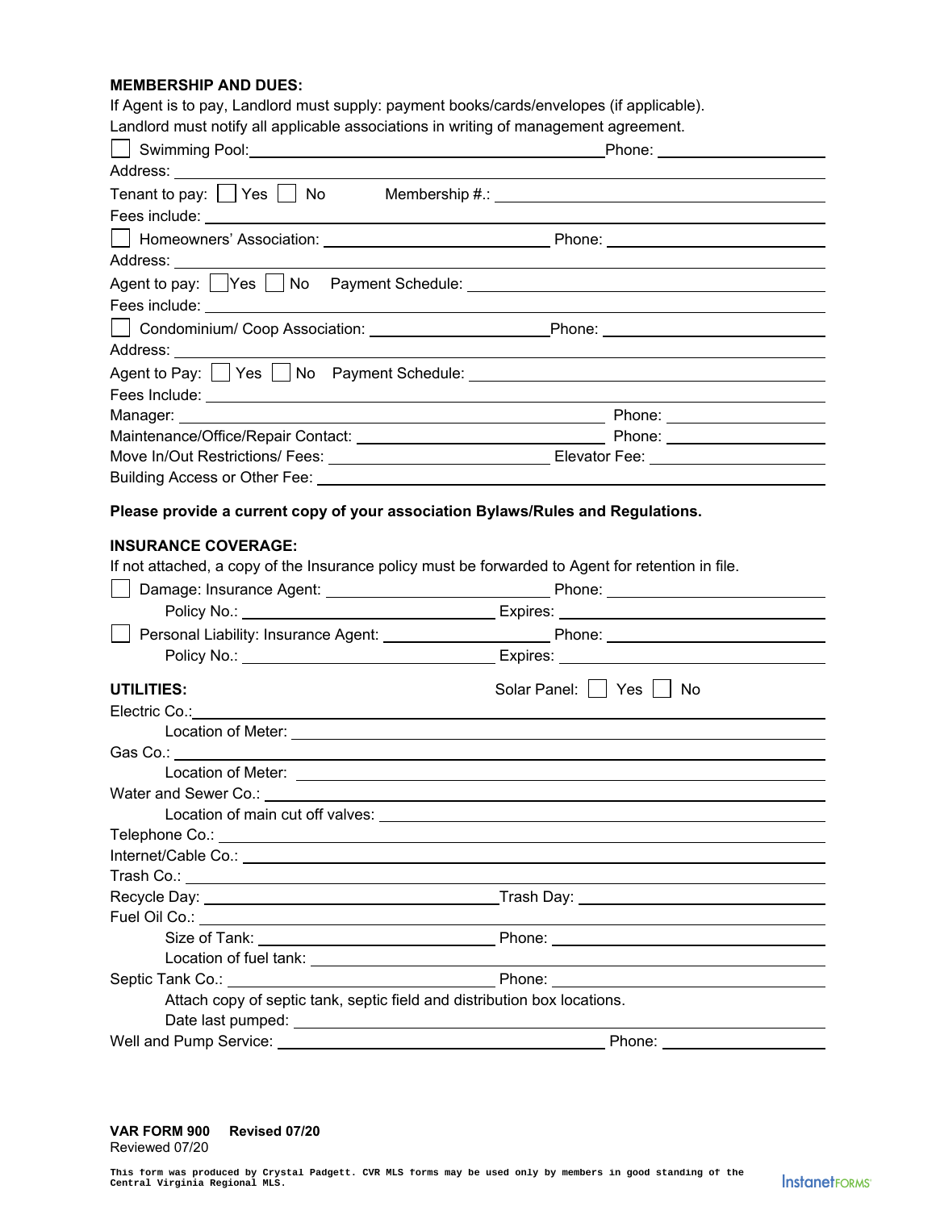**MEMBERSHIP AND DUES:**

If Agent is to pay, Landlord must supply: payment books/cards/envelopes (if applicable).
Landlord must notify all applicable associations in writing of management agreement.

☐ Swimming Pool: ______________________________ Phone: ______________

Address: ______________________________

Tenant to pay: ☐ Yes ☐ No   Membership #.: ______________________________

Fees include: ______________________________

☐ Homeowners' Association: ______________________________ Phone: ______________

Address: ______________________________

Agent to pay: ☐ Yes ☐ No   Payment Schedule: ______________________________

Fees include: ______________________________

☐ Condominium/ Coop Association: ______________________________ Phone: ______________

Address: ______________________________

Agent to Pay: ☐ Yes ☐ No   Payment Schedule: ______________________________

Fees Include: ______________________________

Manager: ______________________________ Phone: ______________

Maintenance/Office/Repair Contact: ______________________________ Phone: ______________

Move In/Out Restrictions/ Fees: ______________________________ Elevator Fee: ______________

Building Access or Other Fee: ______________________________

**Please provide a current copy of your association Bylaws/Rules and Regulations.**

**INSURANCE COVERAGE:**

If not attached, a copy of the Insurance policy must be forwarded to Agent for retention in file.

☐ Damage: Insurance Agent: ______________________________ Phone: ______________

Policy No.: ______________________________ Expires: ______________

☐ Personal Liability: Insurance Agent: ______________________________ Phone: ______________

Policy No.: ______________________________ Expires: ______________

**UTILITIES:**   Solar Panel: ☐ Yes ☐ No

Electric Co.: ______________________________

Location of Meter: ______________________________

Gas Co.: ______________________________

Location of Meter: ______________________________

Water and Sewer Co.: ______________________________

Location of main cut off valves: ______________________________

Telephone Co.: ______________________________

Internet/Cable Co.: ______________________________

Trash Co.: ______________________________

Recycle Day: ______________________________ Trash Day: ______________

Fuel Oil Co.: ______________________________

Size of Tank: ______________________________ Phone: ______________

Location of fuel tank: ______________________________

Septic Tank Co.: ______________________________ Phone: ______________

Attach copy of septic tank, septic field and distribution box locations.

Date last pumped: ______________________________

Well and Pump Service: ______________________________ Phone: ______________

**VAR FORM 900   Revised 07/20**
Reviewed 07/20

This form was produced by Crystal Padgett. CVR MLS forms may be used only by members in good standing of the Central Virginia Regional MLS.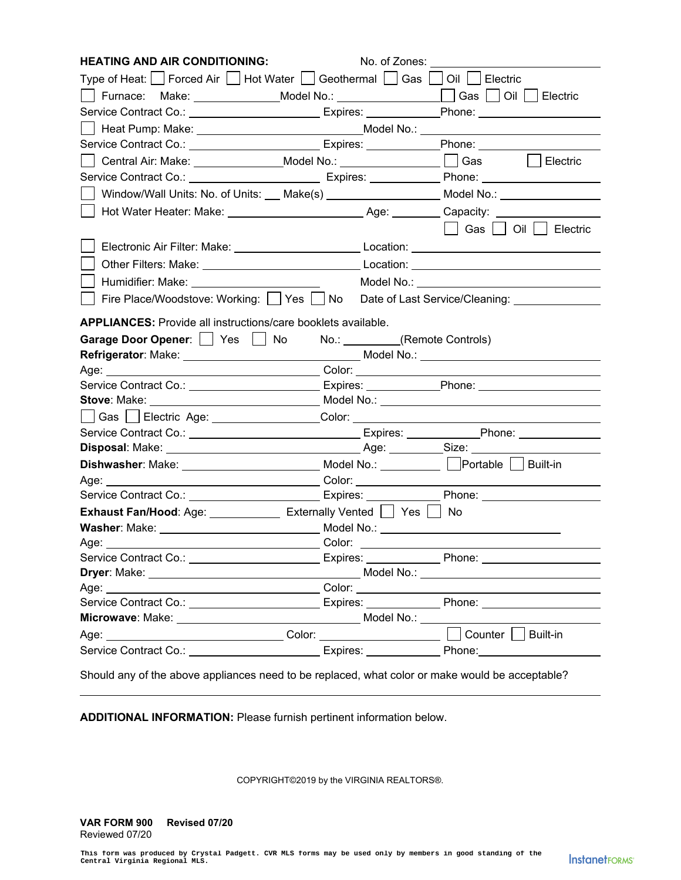**HEATING AND AIR CONDITIONING:** No. of Zones: ____________________

Type of Heat: ☐ Forced Air ☐ Hot Water ☐ Geothermal ☐ Gas ☐ Oil ☐ Electric

☐ Furnace: Make: ______________ Model No.: ________________ ☐ Gas ☐ Oil ☐ Electric

Service Contract Co.: ______________________ Expires: ____________ Phone: ________________

☐ Heat Pump: Make: ____________________________ Model No.: ______________________

Service Contract Co.: ______________________ Expires: ____________ Phone: ________________

☐ Central Air: Make: ______________ Model No.: ________________ ☐ Gas ☐ Electric

Service Contract Co.: ______________________ Expires: ____________ Phone: ________________

☐ Window/Wall Units: No. of Units: ___ Make(s) __________________ Model No.: ______________

☐ Hot Water Heater: Make: ______________________ Age: ________ Capacity: ______________

☐ Gas ☐ Oil ☐ Electric

☐ Electronic Air Filter: Make: ____________________ Location: ______________________

☐ Other Filters: Make: ________________________ Location: ______________________

☐ Humidifier: Make: ____________________ Model No.: ______________________

☐ Fire Place/Woodstove: Working: ☐ Yes ☐ No Date of Last Service/Cleaning: ______________

**APPLIANCES:** Provide all instructions/care booklets available.

**Garage Door Opener**: ☐ Yes ☐ No No.: _________(Remote Controls)

**Refrigerator**: Make: ____________________________ Model No.: ______________________

Age: ____________________________________ Color: ______________________________

Service Contract Co.: ______________________ Expires: ____________ Phone: ________________

**Stove**: Make: ________________________________ Model No.: ______________________

☐ Gas ☐ Electric Age: ________________ Color: ______________________________

Service Contract Co.: ____________________________ Expires: ____________ Phone: ____________

**Disposal**: Make: ____________________________ Age: ________ Size: ________________

**Dishwasher**: Make: ____________________________ Model No.: __________ ☐ Portable ☐ Built-in

Age: ____________________________________ Color: ______________________________

Service Contract Co.: ______________________ Expires: ____________ Phone: ________________

**Exhaust Fan/Hood**: Age: ___________ Externally Vented ☐ Yes ☐ No

**Washer**: Make: ____________________________ Model No.: ______________________

Age: ____________________________________ Color: ______________________________

Service Contract Co.: ______________________ Expires: ____________ Phone: ________________

**Dryer**: Make: ____________________________ Model No.: ______________________

Age: ____________________________________ Color: ______________________________

Service Contract Co.: ______________________ Expires: ____________ Phone: ________________

**Microwave**: Make: ____________________________ Model No.: ______________________

Age: ____________________________ Color: __________________ ☐ Counter ☐ Built-in

Service Contract Co.: ______________________ Expires: ____________ Phone: ________________

Should any of the above appliances need to be replaced, what color or make would be acceptable?

______________________________________________________________________________

**ADDITIONAL INFORMATION:** Please furnish pertinent information below.

COPYRIGHT©2019 by the VIRGINIA REALTORS®.

**VAR FORM 900 Revised 07/20**
Reviewed 07/20

This form was produced by Crystal Padgett. CVR MLS forms may be used only by members in good standing of the Central Virginia Regional MLS.